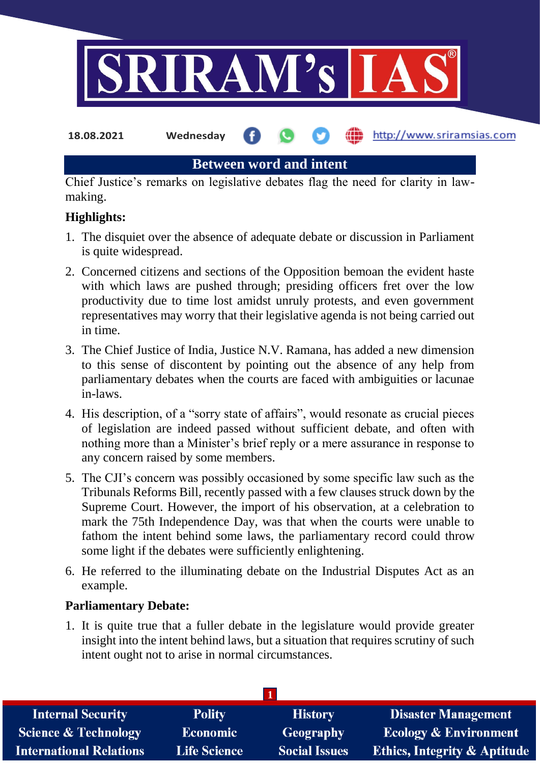18.08.2021 Wednesday http://www.sriramsias.com

## Between word and intent

Chief Justice's remarks on legislative debates flag the need for clarity in law-making.

**Highlights:**

1. The disquiet over the absence of adequate debate or discussion in Parliament is quite widespread.
2. Concerned citizens and sections of the Opposition bemoan the evident haste with which laws are pushed through; presiding officers fret over the low productivity due to time lost amidst unruly protests, and even government representatives may worry that their legislative agenda is not being carried out in time.
3. The Chief Justice of India, Justice N.V. Ramana, has added a new dimension to this sense of discontent by pointing out the absence of any help from parliamentary debates when the courts are faced with ambiguities or lacunae in-laws.
4. His description, of a "sorry state of affairs", would resonate as crucial pieces of legislation are indeed passed without sufficient debate, and often with nothing more than a Minister's brief reply or a mere assurance in response to any concern raised by some members.
5. The CJI's concern was possibly occasioned by some specific law such as the Tribunals Reforms Bill, recently passed with a few clauses struck down by the Supreme Court. However, the import of his observation, at a celebration to mark the 75th Independence Day, was that when the courts were unable to fathom the intent behind some laws, the parliamentary record could throw some light if the debates were sufficiently enlightening.
6. He referred to the illuminating debate on the Industrial Disputes Act as an example.

**Parliamentary Debate:**

1. It is quite true that a fuller debate in the legislature would provide greater insight into the intent behind laws, but a situation that requires scrutiny of such intent ought not to arise in normal circumstances.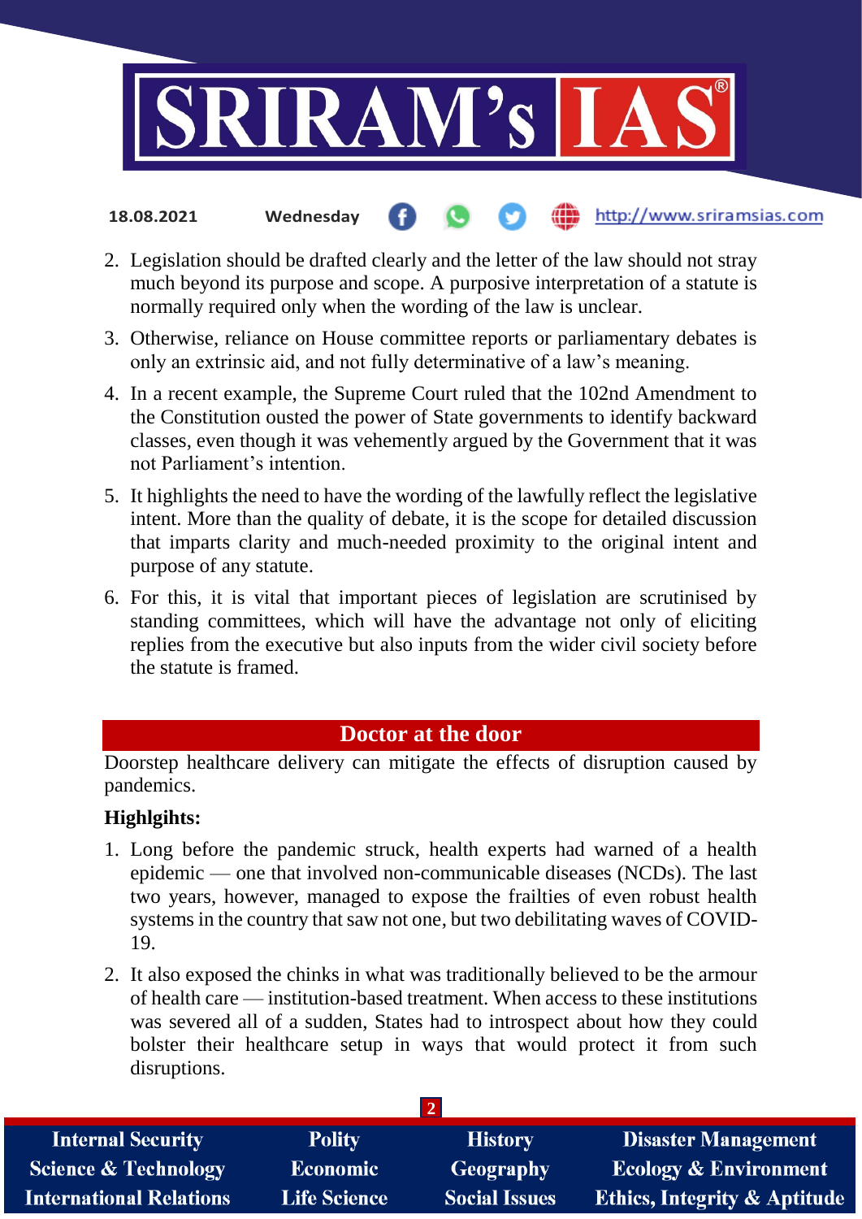2. Legislation should be drafted clearly and the letter of the law should not stray much beyond its purpose and scope. A purposive interpretation of a statute is normally required only when the wording of the law is unclear.
3. Otherwise, reliance on House committee reports or parliamentary debates is only an extrinsic aid, and not fully determinative of a law's meaning.
4. In a recent example, the Supreme Court ruled that the 102nd Amendment to the Constitution ousted the power of State governments to identify backward classes, even though it was vehemently argued by the Government that it was not Parliament's intention.
5. It highlights the need to have the wording of the lawfully reflect the legislative intent. More than the quality of debate, it is the scope for detailed discussion that imparts clarity and much-needed proximity to the original intent and purpose of any statute.
6. For this, it is vital that important pieces of legislation are scrutinised by standing committees, which will have the advantage not only of eliciting replies from the executive but also inputs from the wider civil society before the statute is framed.

## Doctor at the door

Doorstep healthcare delivery can mitigate the effects of disruption caused by pandemics.

**Highlgihts:**

1. Long before the pandemic struck, health experts had warned of a health epidemic — one that involved non-communicable diseases (NCDs). The last two years, however, managed to expose the frailties of even robust health systems in the country that saw not one, but two debilitating waves of COVID-19.
2. It also exposed the chinks in what was traditionally believed to be the armour of health care — institution-based treatment. When access to these institutions was severed all of a sudden, States had to introspect about how they could bolster their healthcare setup in ways that would protect it from such disruptions.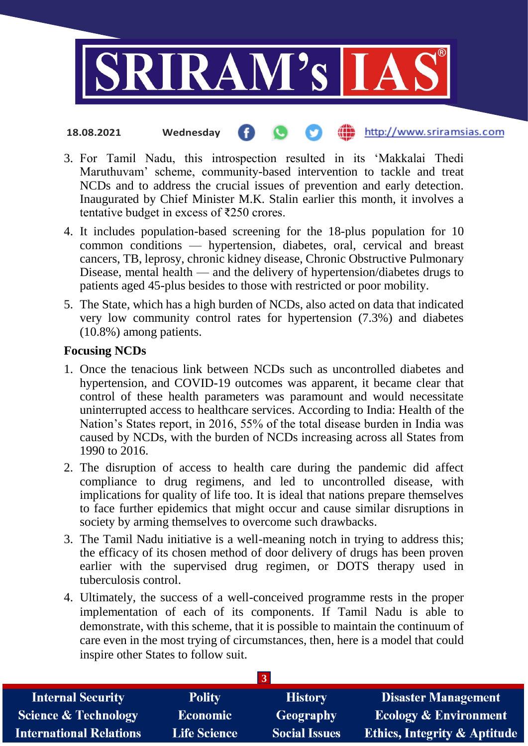3. For Tamil Nadu, this introspection resulted in its 'Makkalai Thedi Maruthuvam' scheme, community-based intervention to tackle and treat NCDs and to address the crucial issues of prevention and early detection. Inaugurated by Chief Minister M.K. Stalin earlier this month, it involves a tentative budget in excess of ₹250 crores.
4. It includes population-based screening for the 18-plus population for 10 common conditions — hypertension, diabetes, oral, cervical and breast cancers, TB, leprosy, chronic kidney disease, Chronic Obstructive Pulmonary Disease, mental health — and the delivery of hypertension/diabetes drugs to patients aged 45-plus besides to those with restricted or poor mobility.
5. The State, which has a high burden of NCDs, also acted on data that indicated very low community control rates for hypertension (7.3%) and diabetes (10.8%) among patients.

**Focusing NCDs**

1. Once the tenacious link between NCDs such as uncontrolled diabetes and hypertension, and COVID-19 outcomes was apparent, it became clear that control of these health parameters was paramount and would necessitate uninterrupted access to healthcare services. According to India: Health of the Nation's States report, in 2016, 55% of the total disease burden in India was caused by NCDs, with the burden of NCDs increasing across all States from 1990 to 2016.
2. The disruption of access to health care during the pandemic did affect compliance to drug regimens, and led to uncontrolled disease, with implications for quality of life too. It is ideal that nations prepare themselves to face further epidemics that might occur and cause similar disruptions in society by arming themselves to overcome such drawbacks.
3. The Tamil Nadu initiative is a well-meaning notch in trying to address this; the efficacy of its chosen method of door delivery of drugs has been proven earlier with the supervised drug regimen, or DOTS therapy used in tuberculosis control.
4. Ultimately, the success of a well-conceived programme rests in the proper implementation of each of its components. If Tamil Nadu is able to demonstrate, with this scheme, that it is possible to maintain the continuum of care even in the most trying of circumstances, then, here is a model that could inspire other States to follow suit.